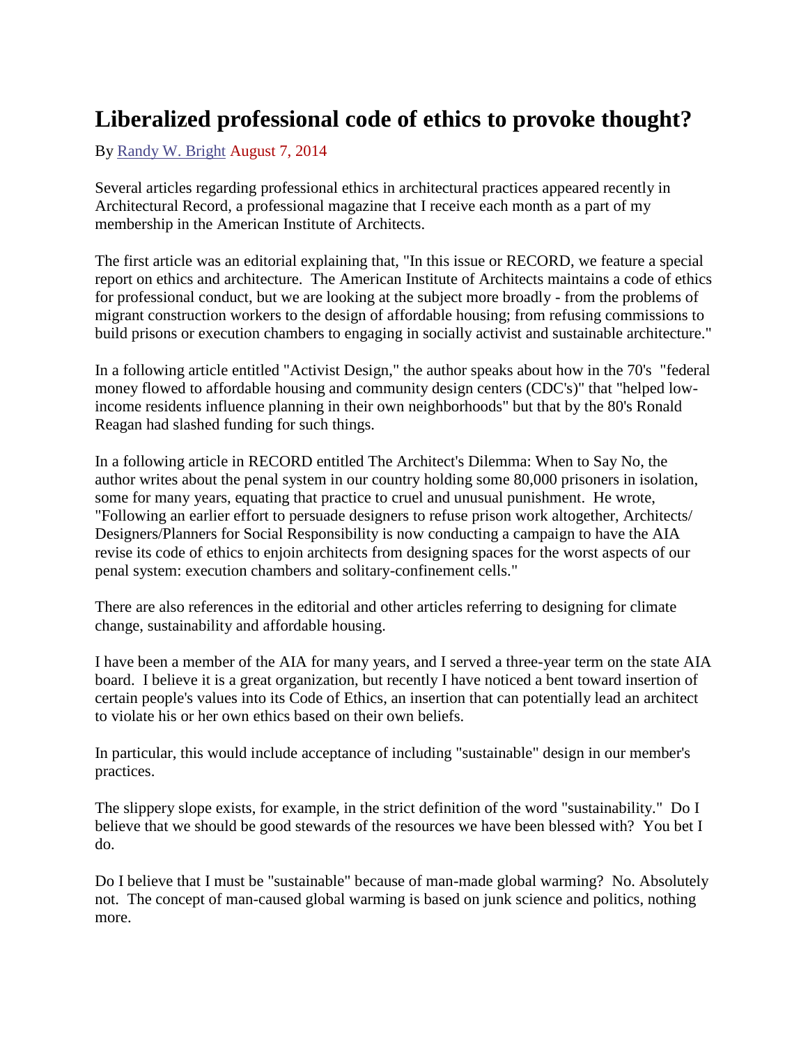# Liberalized professional code of ethics to provoke thought?

By Randy W. Bright August 7, 2014

Several articles regarding professional ethics in architectural practices appeared recently in Architectural Record, a professional magazine that I receive each month as a part of my membership in the American Institute of Architects.

The first article was an editorial explaining that, "In this issue or RECORD, we feature a special report on ethics and architecture. The American Institute of Architects maintains a code of ethics for professional conduct, but we are looking at the subject more broadly - from the problems of migrant construction workers to the design of affordable housing; from refusing commissions to build prisons or execution chambers to engaging in socially activist and sustainable architecture."

In a following article entitled "Activist Design," the author speaks about how in the 70's "federal money flowed to affordable housing and community design centers (CDC's)" that "helped low-income residents influence planning in their own neighborhoods" but that by the 80's Ronald Reagan had slashed funding for such things.

In a following article in RECORD entitled The Architect's Dilemma: When to Say No, the author writes about the penal system in our country holding some 80,000 prisoners in isolation, some for many years, equating that practice to cruel and unusual punishment. He wrote, "Following an earlier effort to persuade designers to refuse prison work altogether, Architects/ Designers/Planners for Social Responsibility is now conducting a campaign to have the AIA revise its code of ethics to enjoin architects from designing spaces for the worst aspects of our penal system: execution chambers and solitary-confinement cells."

There are also references in the editorial and other articles referring to designing for climate change, sustainability and affordable housing.

I have been a member of the AIA for many years, and I served a three-year term on the state AIA board. I believe it is a great organization, but recently I have noticed a bent toward insertion of certain people's values into its Code of Ethics, an insertion that can potentially lead an architect to violate his or her own ethics based on their own beliefs.

In particular, this would include acceptance of including "sustainable" design in our member's practices.

The slippery slope exists, for example, in the strict definition of the word "sustainability." Do I believe that we should be good stewards of the resources we have been blessed with? You bet I do.

Do I believe that I must be "sustainable" because of man-made global warming? No. Absolutely not. The concept of man-caused global warming is based on junk science and politics, nothing more.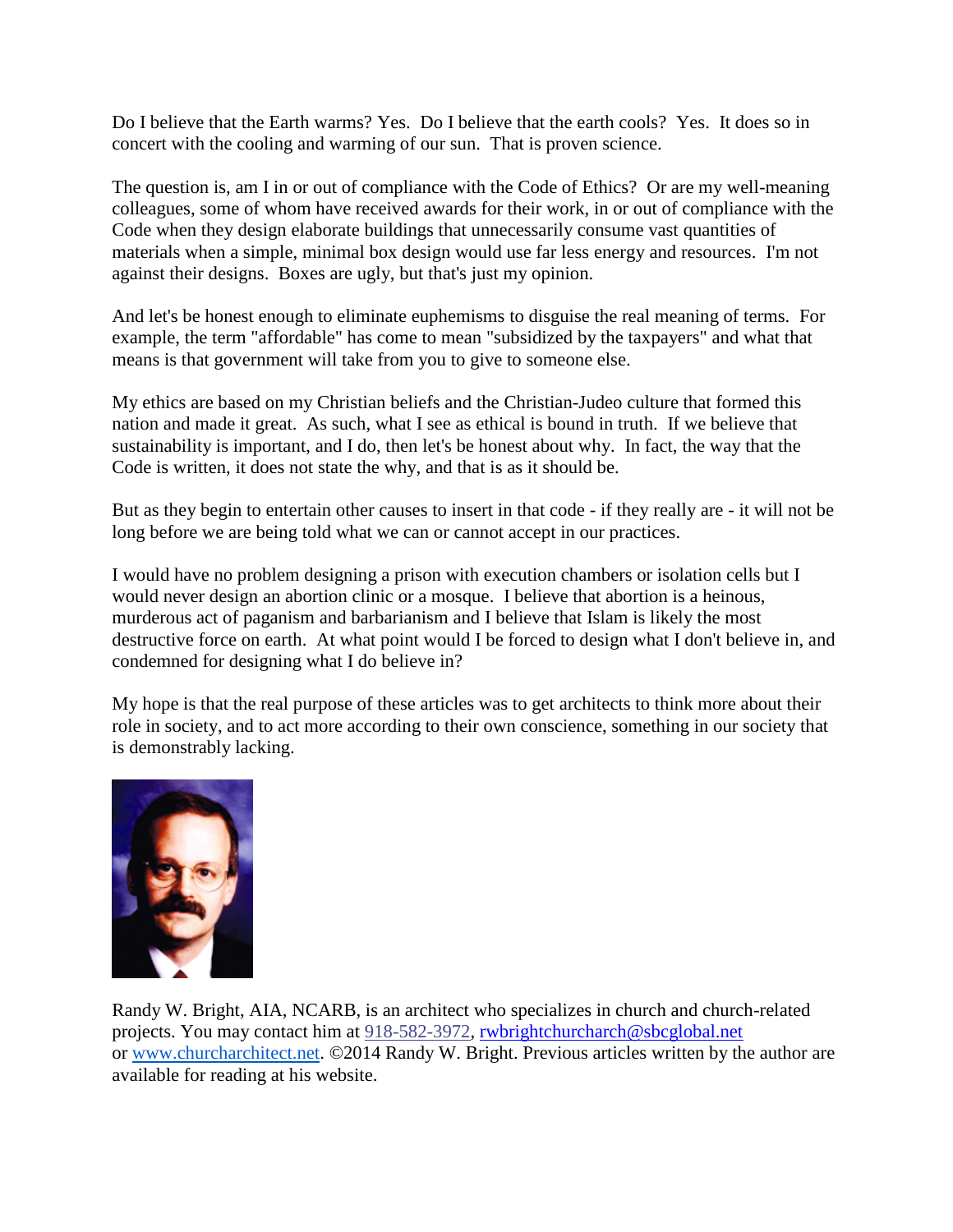Do I believe that the Earth warms? Yes. Do I believe that the earth cools? Yes. It does so in concert with the cooling and warming of our sun. That is proven science.

The question is, am I in or out of compliance with the Code of Ethics? Or are my well-meaning colleagues, some of whom have received awards for their work, in or out of compliance with the Code when they design elaborate buildings that unnecessarily consume vast quantities of materials when a simple, minimal box design would use far less energy and resources. I'm not against their designs. Boxes are ugly, but that's just my opinion.

And let's be honest enough to eliminate euphemisms to disguise the real meaning of terms. For example, the term "affordable" has come to mean "subsidized by the taxpayers" and what that means is that government will take from you to give to someone else.

My ethics are based on my Christian beliefs and the Christian-Judeo culture that formed this nation and made it great. As such, what I see as ethical is bound in truth. If we believe that sustainability is important, and I do, then let's be honest about why. In fact, the way that the Code is written, it does not state the why, and that is as it should be.

But as they begin to entertain other causes to insert in that code - if they really are - it will not be long before we are being told what we can or cannot accept in our practices.

I would have no problem designing a prison with execution chambers or isolation cells but I would never design an abortion clinic or a mosque. I believe that abortion is a heinous, murderous act of paganism and barbarianism and I believe that Islam is likely the most destructive force on earth. At what point would I be forced to design what I don't believe in, and condemned for designing what I do believe in?

My hope is that the real purpose of these articles was to get architects to think more about their role in society, and to act more according to their own conscience, something in our society that is demonstrably lacking.

Randy W. Bright, AIA, NCARB, is an architect who specializes in church and church-related projects. You may contact him at 918-582-3972, rwbrightchurcharch@sbcglobal.net or www.churcharchitect.net. ©2014 Randy W. Bright. Previous articles written by the author are available for reading at his website.